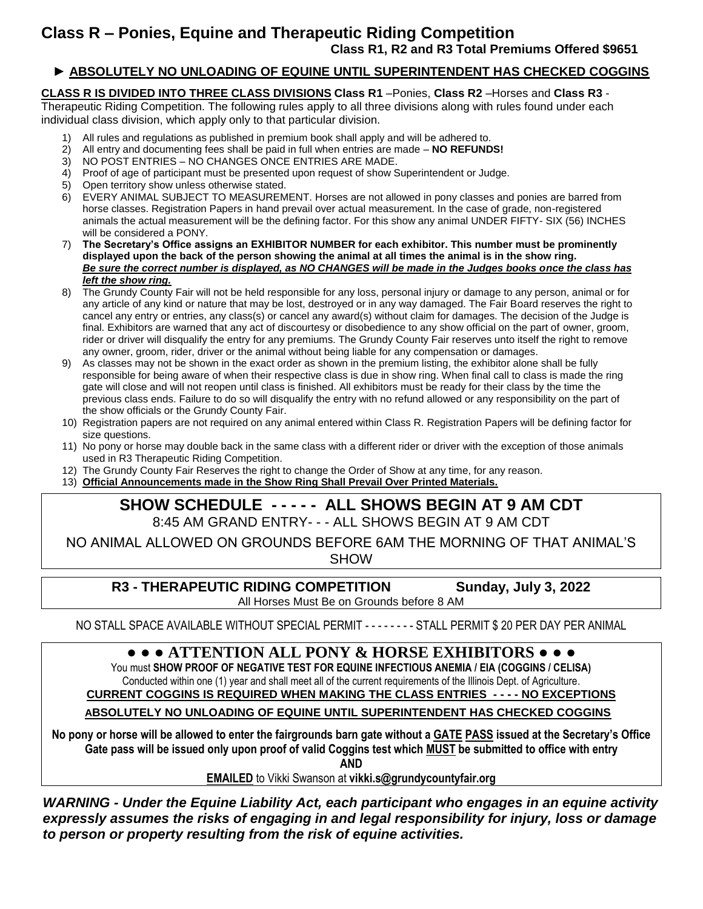# Class R – Ponies, Equine and Therapeutic Riding Competition

**Class R1, R2 and R3 Total Premiums Offered $9651**

► **ABSOLUTELY NO UNLOADING OF EQUINE UNTIL SUPERINTENDENT HAS CHECKED COGGINS**

**CLASS R IS DIVIDED INTO THREE CLASS DIVISIONS** **Class R1** –Ponies, **Class R2** –Horses and **Class R3** - Therapeutic Riding Competition. The following rules apply to all three divisions along with rules found under each individual class division, which apply only to that particular division.

1) All rules and regulations as published in premium book shall apply and will be adhered to.
2) All entry and documenting fees shall be paid in full when entries are made – **NO REFUNDS!**
3) NO POST ENTRIES – NO CHANGES ONCE ENTRIES ARE MADE.
4) Proof of age of participant must be presented upon request of show Superintendent or Judge.
5) Open territory show unless otherwise stated.
6) EVERY ANIMAL SUBJECT TO MEASUREMENT. Horses are not allowed in pony classes and ponies are barred from horse classes. Registration Papers in hand prevail over actual measurement. In the case of grade, non-registered animals the actual measurement will be the defining factor. For this show any animal UNDER FIFTY- SIX (56) INCHES will be considered a PONY.
7) **The Secretary's Office assigns an EXHIBITOR NUMBER for each exhibitor. This number must be prominently displayed upon the back of the person showing the animal at all times the animal is in the show ring.** ***Be sure the correct number is displayed, as NO CHANGES will be made in the Judges books once the class has left the show ring.***
8) The Grundy County Fair will not be held responsible for any loss, personal injury or damage to any person, animal or for any article of any kind or nature that may be lost, destroyed or in any way damaged. The Fair Board reserves the right to cancel any entry or entries, any class(s) or cancel any award(s) without claim for damages. The decision of the Judge is final. Exhibitors are warned that any act of discourtesy or disobedience to any show official on the part of owner, groom, rider or driver will disqualify the entry for any premiums. The Grundy County Fair reserves unto itself the right to remove any owner, groom, rider, driver or the animal without being liable for any compensation or damages.
9) As classes may not be shown in the exact order as shown in the premium listing, the exhibitor alone shall be fully responsible for being aware of when their respective class is due in show ring. When final call to class is made the ring gate will close and will not reopen until class is finished. All exhibitors must be ready for their class by the time the previous class ends. Failure to do so will disqualify the entry with no refund allowed or any responsibility on the part of the show officials or the Grundy County Fair.
10) Registration papers are not required on any animal entered within Class R. Registration Papers will be defining factor for size questions.
11) No pony or horse may double back in the same class with a different rider or driver with the exception of those animals used in R3 Therapeutic Riding Competition.
12) The Grundy County Fair Reserves the right to change the Order of Show at any time, for any reason.
13) **Official Announcements made in the Show Ring Shall Prevail Over Printed Materials.**

## SHOW SCHEDULE - - - - - ALL SHOWS BEGIN AT 9 AM CDT

8:45 AM GRAND ENTRY- - - ALL SHOWS BEGIN AT 9 AM CDT

NO ANIMAL ALLOWED ON GROUNDS BEFORE 6AM THE MORNING OF THAT ANIMAL'S SHOW

**R3 - THERAPEUTIC RIDING COMPETITION** **Sunday, July 3, 2022**

All Horses Must Be on Grounds before 8 AM

NO STALL SPACE AVAILABLE WITHOUT SPECIAL PERMIT - - - - - - - - STALL PERMIT $ 20 PER DAY PER ANIMAL

## ● ● ● ATTENTION ALL PONY & HORSE EXHIBITORS ● ● ●

You must **SHOW PROOF OF NEGATIVE TEST FOR EQUINE INFECTIOUS ANEMIA / EIA (COGGINS / CELISA)**
Conducted within one (1) year and shall meet all of the current requirements of the Illinois Dept. of Agriculture.

**CURRENT COGGINS IS REQUIRED WHEN MAKING THE CLASS ENTRIES - - - - NO EXCEPTIONS**

**ABSOLUTELY NO UNLOADING OF EQUINE UNTIL SUPERINTENDENT HAS CHECKED COGGINS**

**No pony or horse will be allowed to enter the fairgrounds barn gate without a GATE PASS issued at the Secretary's Office**
**Gate pass will be issued only upon proof of valid Coggins test which MUST be submitted to office with entry**
**AND**
**EMAILED** to Vikki Swanson at **vikki.s@grundycountyfair.org**

***WARNING - Under the Equine Liability Act, each participant who engages in an equine activity expressly assumes the risks of engaging in and legal responsibility for injury, loss or damage to person or property resulting from the risk of equine activities.***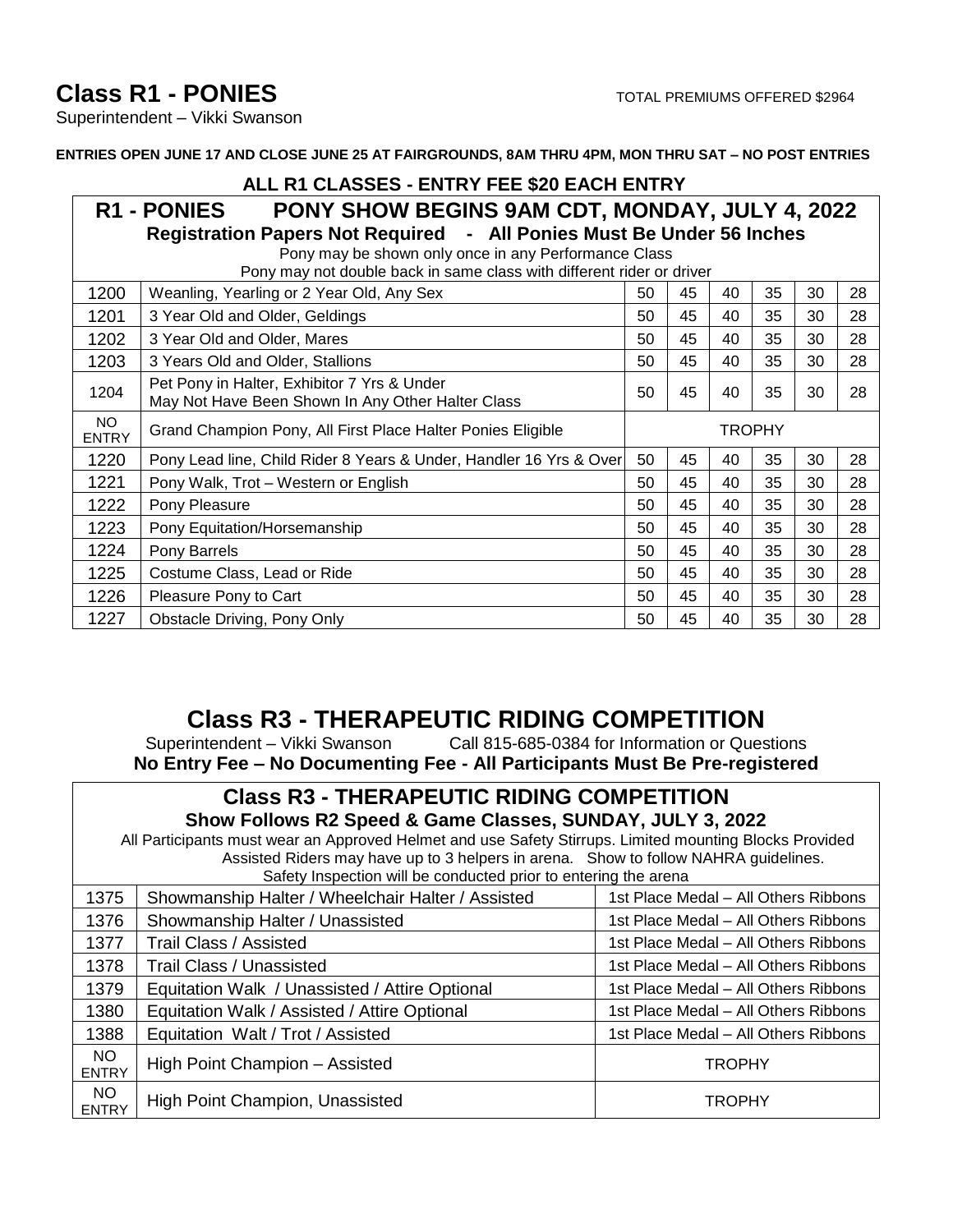# Class R1 - PONIES

TOTAL PREMIUMS OFFERED $2964

Superintendent – Vikki Swanson

**ENTRIES OPEN JUNE 17 AND CLOSE JUNE 25 AT FAIRGROUNDS, 8AM THRU 4PM, MON THRU SAT – NO POST ENTRIES**

**ALL R1 CLASSES - ENTRY FEE $20 EACH ENTRY**

**R1 - PONIES PONY SHOW BEGINS 9AM CDT, MONDAY, JULY 4, 2022**

**Registration Papers Not Required - All Ponies Must Be Under 56 Inches**

Pony may be shown only once in any Performance Class

Pony may not double back in same class with different rider or driver

| | | | | | | | |
|---|---|---|---|---|---|---|---|
| 1200 | Weanling, Yearling or 2 Year Old, Any Sex | 50 | 45 | 40 | 35 | 30 | 28 |
| 1201 | 3 Year Old and Older, Geldings | 50 | 45 | 40 | 35 | 30 | 28 |
| 1202 | 3 Year Old and Older, Mares | 50 | 45 | 40 | 35 | 30 | 28 |
| 1203 | 3 Years Old and Older, Stallions | 50 | 45 | 40 | 35 | 30 | 28 |
| 1204 | Pet Pony in Halter, Exhibitor 7 Yrs & Under May Not Have Been Shown In Any Other Halter Class | 50 | 45 | 40 | 35 | 30 | 28 |
| NO ENTRY | Grand Champion Pony, All First Place Halter Ponies Eligible | TROPHY | | | | | |
| 1220 | Pony Lead line, Child Rider 8 Years & Under, Handler 16 Yrs & Over | 50 | 45 | 40 | 35 | 30 | 28 |
| 1221 | Pony Walk, Trot – Western or English | 50 | 45 | 40 | 35 | 30 | 28 |
| 1222 | Pony Pleasure | 50 | 45 | 40 | 35 | 30 | 28 |
| 1223 | Pony Equitation/Horsemanship | 50 | 45 | 40 | 35 | 30 | 28 |
| 1224 | Pony Barrels | 50 | 45 | 40 | 35 | 30 | 28 |
| 1225 | Costume Class, Lead or Ride | 50 | 45 | 40 | 35 | 30 | 28 |
| 1226 | Pleasure Pony to Cart | 50 | 45 | 40 | 35 | 30 | 28 |
| 1227 | Obstacle Driving, Pony Only | 50 | 45 | 40 | 35 | 30 | 28 |

# Class R3 - THERAPEUTIC RIDING COMPETITION

Superintendent – Vikki Swanson Call 815-685-0384 for Information or Questions

**No Entry Fee – No Documenting Fee - All Participants Must Be Pre-registered**

**Class R3 - THERAPEUTIC RIDING COMPETITION**

**Show Follows R2 Speed & Game Classes, SUNDAY, JULY 3, 2022**

All Participants must wear an Approved Helmet and use Safety Stirrups. Limited mounting Blocks Provided

Assisted Riders may have up to 3 helpers in arena. Show to follow NAHRA guidelines.

Safety Inspection will be conducted prior to entering the arena

| | | |
|---|---|---|
| 1375 | Showmanship Halter / Wheelchair Halter / Assisted | 1st Place Medal – All Others Ribbons |
| 1376 | Showmanship Halter / Unassisted | 1st Place Medal – All Others Ribbons |
| 1377 | Trail Class / Assisted | 1st Place Medal – All Others Ribbons |
| 1378 | Trail Class / Unassisted | 1st Place Medal – All Others Ribbons |
| 1379 | Equitation Walk / Unassisted / Attire Optional | 1st Place Medal – All Others Ribbons |
| 1380 | Equitation Walk / Assisted / Attire Optional | 1st Place Medal – All Others Ribbons |
| 1388 | Equitation Walt / Trot / Assisted | 1st Place Medal – All Others Ribbons |
| NO ENTRY | High Point Champion – Assisted | TROPHY |
| NO ENTRY | High Point Champion, Unassisted | TROPHY |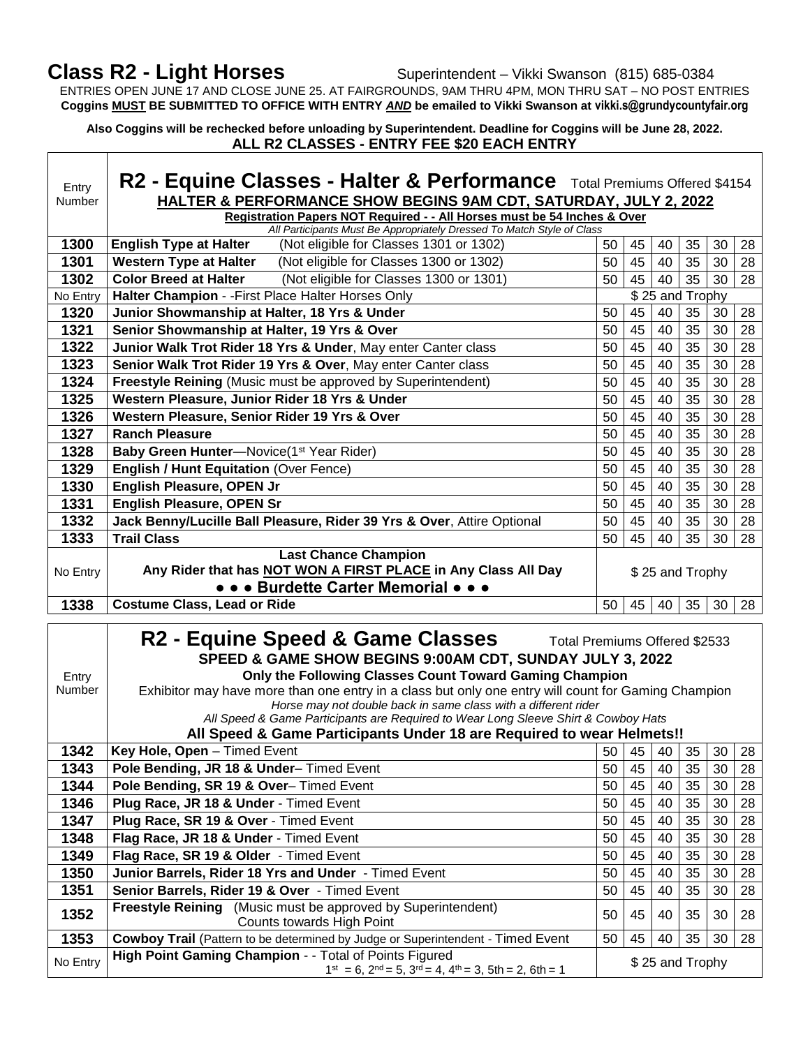# Class R2 - Light Horses

Superintendent – Vikki Swanson (815) 685-0384

ENTRIES OPEN JUNE 17 AND CLOSE JUNE 25. AT FAIRGROUNDS, 9AM THRU 4PM, MON THRU SAT – NO POST ENTRIES

**Coggins MUST BE SUBMITTED TO OFFICE WITH ENTRY *AND* be emailed to Vikki Swanson at vikki.s@grundycountyfair.org**

**Also Coggins will be rechecked before unloading by Superintendent. Deadline for Coggins will be June 28, 2022.**

**ALL R2 CLASSES - ENTRY FEE $20 EACH ENTRY**

## R2 - Equine Classes - Halter & Performance

Total Premiums Offered $4154

**HALTER & PERFORMANCE SHOW BEGINS 9AM CDT, SATURDAY, JULY 2, 2022**

**Registration Papers NOT Required - - All Horses must be 54 Inches & Over**

*All Participants Must Be Appropriately Dressed To Match Style of Class*

| Entry Number | Class | | | | | | |
|---|---|---|---|---|---|---|---|
| 1300 | **English Type at Halter** (Not eligible for Classes 1301 or 1302) | 50 | 45 | 40 | 35 | 30 | 28 |
| 1301 | **Western Type at Halter** (Not eligible for Classes 1300 or 1302) | 50 | 45 | 40 | 35 | 30 | 28 |
| 1302 | **Color Breed at Halter** (Not eligible for Classes 1300 or 1301) | 50 | 45 | 40 | 35 | 30 | 28 |
| No Entry | **Halter Champion** - -First Place Halter Horses Only | $ 25 and Trophy | | | | | |
| 1320 | **Junior Showmanship at Halter, 18 Yrs & Under** | 50 | 45 | 40 | 35 | 30 | 28 |
| 1321 | **Senior Showmanship at Halter, 19 Yrs & Over** | 50 | 45 | 40 | 35 | 30 | 28 |
| 1322 | **Junior Walk Trot Rider 18 Yrs & Under**, May enter Canter class | 50 | 45 | 40 | 35 | 30 | 28 |
| 1323 | **Senior Walk Trot Rider 19 Yrs & Over**, May enter Canter class | 50 | 45 | 40 | 35 | 30 | 28 |
| 1324 | **Freestyle Reining** (Music must be approved by Superintendent) | 50 | 45 | 40 | 35 | 30 | 28 |
| 1325 | **Western Pleasure, Junior Rider 18 Yrs & Under** | 50 | 45 | 40 | 35 | 30 | 28 |
| 1326 | **Western Pleasure, Senior Rider 19 Yrs & Over** | 50 | 45 | 40 | 35 | 30 | 28 |
| 1327 | **Ranch Pleasure** | 50 | 45 | 40 | 35 | 30 | 28 |
| 1328 | **Baby Green Hunter**—Novice(1st Year Rider) | 50 | 45 | 40 | 35 | 30 | 28 |
| 1329 | **English / Hunt Equitation** (Over Fence) | 50 | 45 | 40 | 35 | 30 | 28 |
| 1330 | **English Pleasure, OPEN Jr** | 50 | 45 | 40 | 35 | 30 | 28 |
| 1331 | **English Pleasure, OPEN Sr** | 50 | 45 | 40 | 35 | 30 | 28 |
| 1332 | **Jack Benny/Lucille Ball Pleasure, Rider 39 Yrs & Over**, Attire Optional | 50 | 45 | 40 | 35 | 30 | 28 |
| 1333 | **Trail Class** | 50 | 45 | 40 | 35 | 30 | 28 |
| No Entry | **Last Chance Champion** **Any Rider that has NOT WON A FIRST PLACE in Any Class All Day** **● ● ● Burdette Carter Memorial ● ● ●** | $ 25 and Trophy | | | | | |
| 1338 | **Costume Class, Lead or Ride** | 50 | 45 | 40 | 35 | 30 | 28 |

## R2 - Equine Speed & Game Classes

Total Premiums Offered $2533

**SPEED & GAME SHOW BEGINS 9:00AM CDT, SUNDAY JULY 3, 2022**

**Only the Following Classes Count Toward Gaming Champion**

Exhibitor may have more than one entry in a class but only one entry will count for Gaming Champion

*Horse may not double back in same class with a different rider*

*All Speed & Game Participants are Required to Wear Long Sleeve Shirt & Cowboy Hats*

**All Speed & Game Participants Under 18 are Required to wear Helmets!!**

| Entry Number | Class | | | | | | |
|---|---|---|---|---|---|---|---|
| 1342 | **Key Hole, Open** – Timed Event | 50 | 45 | 40 | 35 | 30 | 28 |
| 1343 | **Pole Bending, JR 18 & Under**– Timed Event | 50 | 45 | 40 | 35 | 30 | 28 |
| 1344 | **Pole Bending, SR 19 & Over**– Timed Event | 50 | 45 | 40 | 35 | 30 | 28 |
| 1346 | **Plug Race, JR 18 & Under** - Timed Event | 50 | 45 | 40 | 35 | 30 | 28 |
| 1347 | **Plug Race, SR 19 & Over** - Timed Event | 50 | 45 | 40 | 35 | 30 | 28 |
| 1348 | **Flag Race, JR 18 & Under** - Timed Event | 50 | 45 | 40 | 35 | 30 | 28 |
| 1349 | **Flag Race, SR 19 & Older** - Timed Event | 50 | 45 | 40 | 35 | 30 | 28 |
| 1350 | **Junior Barrels, Rider 18 Yrs and Under** - Timed Event | 50 | 45 | 40 | 35 | 30 | 28 |
| 1351 | **Senior Barrels, Rider 19 & Over** - Timed Event | 50 | 45 | 40 | 35 | 30 | 28 |
| 1352 | **Freestyle Reining** (Music must be approved by Superintendent) Counts towards High Point | 50 | 45 | 40 | 35 | 30 | 28 |
| 1353 | **Cowboy Trail** (Pattern to be determined by Judge or Superintendent - Timed Event | 50 | 45 | 40 | 35 | 30 | 28 |
| No Entry | **High Point Gaming Champion** - - Total of Points Figured 1st = 6, 2nd = 5, 3rd = 4, 4th = 3, 5th = 2, 6th = 1 | $ 25 and Trophy | | | | | |